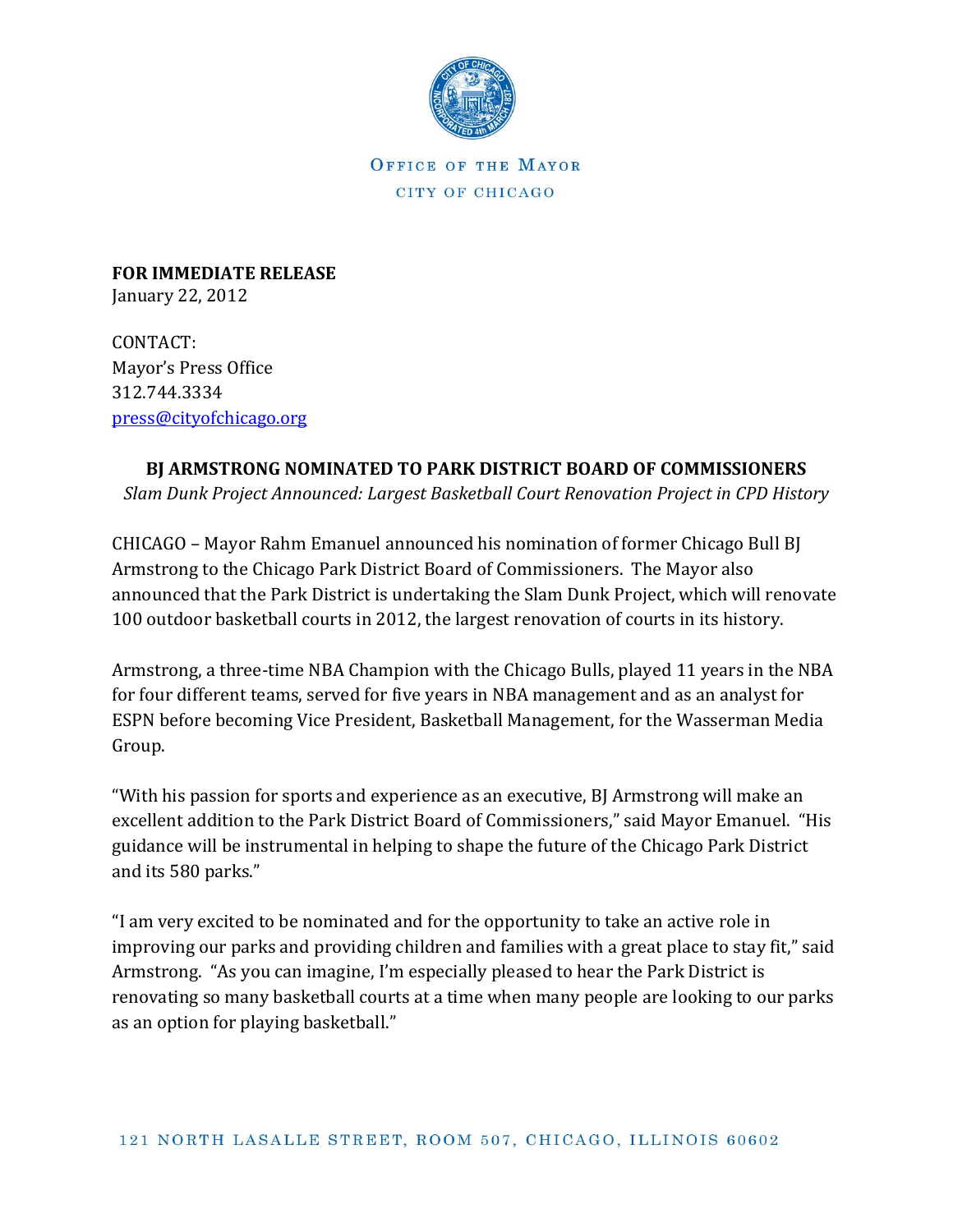OFFICE OF THE MAYOR

CITY OF CHICAGO

**FOR IMMEDIATE RELEASE**
January 22, 2012

CONTACT:
Mayor's Press Office
312.744.3334
press@cityofchicago.org

## BJ ARMSTRONG NOMINATED TO PARK DISTRICT BOARD OF COMMISSIONERS

*Slam Dunk Project Announced: Largest Basketball Court Renovation Project in CPD History*

CHICAGO – Mayor Rahm Emanuel announced his nomination of former Chicago Bull BJ Armstrong to the Chicago Park District Board of Commissioners. The Mayor also announced that the Park District is undertaking the Slam Dunk Project, which will renovate 100 outdoor basketball courts in 2012, the largest renovation of courts in its history.

Armstrong, a three-time NBA Champion with the Chicago Bulls, played 11 years in the NBA for four different teams, served for five years in NBA management and as an analyst for ESPN before becoming Vice President, Basketball Management, for the Wasserman Media Group.

"With his passion for sports and experience as an executive, BJ Armstrong will make an excellent addition to the Park District Board of Commissioners," said Mayor Emanuel. "His guidance will be instrumental in helping to shape the future of the Chicago Park District and its 580 parks."

"I am very excited to be nominated and for the opportunity to take an active role in improving our parks and providing children and families with a great place to stay fit," said Armstrong. "As you can imagine, I'm especially pleased to hear the Park District is renovating so many basketball courts at a time when many people are looking to our parks as an option for playing basketball."

121 NORTH LASALLE STREET, ROOM 507, CHICAGO, ILLINOIS 60602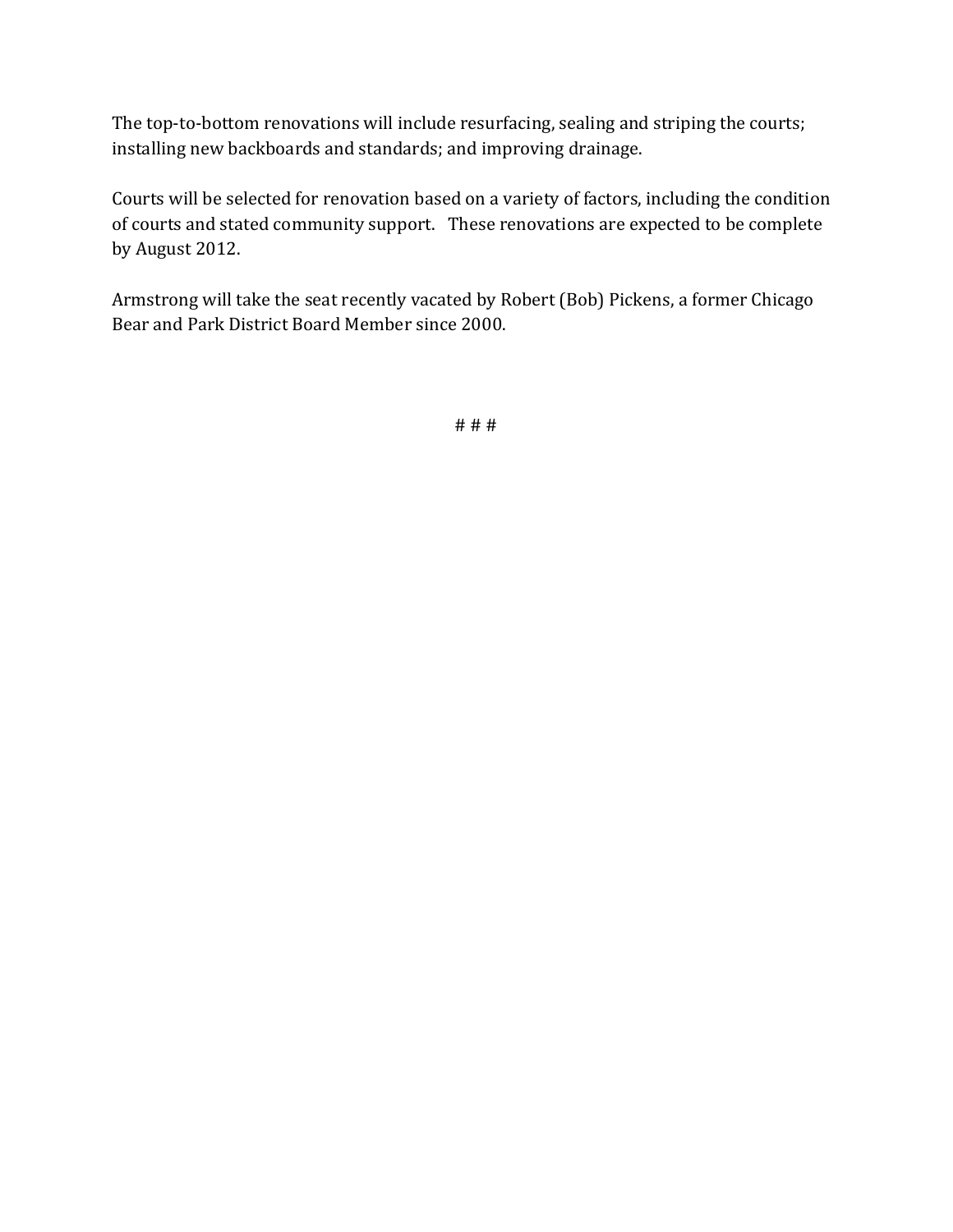The top-to-bottom renovations will include resurfacing, sealing and striping the courts; installing new backboards and standards; and improving drainage.

Courts will be selected for renovation based on a variety of factors, including the condition of courts and stated community support. These renovations are expected to be complete by August 2012.

Armstrong will take the seat recently vacated by Robert (Bob) Pickens, a former Chicago Bear and Park District Board Member since 2000.

# # #